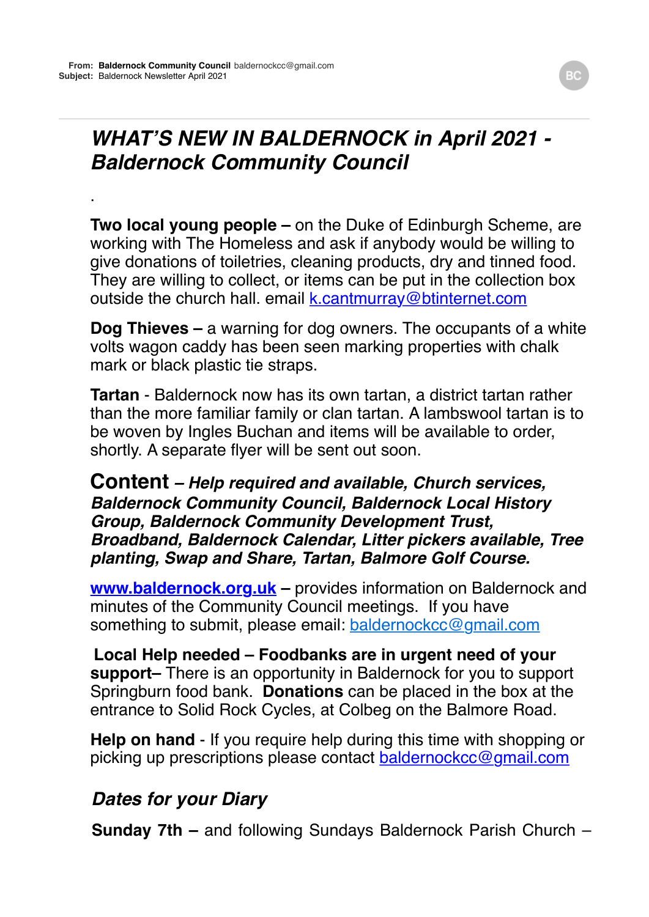**From:** **Baldernock Community Council** baldernockcc@gmail.com
**Subject:** Baldernock Newsletter April 2021

# *WHAT'S NEW IN BALDERNOCK in April 2021 - Baldernock Community Council*

.

**Two local young people –** on the Duke of Edinburgh Scheme, are working with The Homeless and ask if anybody would be willing to give donations of toiletries, cleaning products, dry and tinned food. They are willing to collect, or items can be put in the collection box outside the church hall. email k.cantmurray@btinternet.com

**Dog Thieves –** a warning for dog owners. The occupants of a white volts wagon caddy has been seen marking properties with chalk mark or black plastic tie straps.

**Tartan** - Baldernock now has its own tartan, a district tartan rather than the more familiar family or clan tartan. A lambswool tartan is to be woven by Ingles Buchan and items will be available to order, shortly. A separate flyer will be sent out soon.

**Content** – ***Help required and available, Church services, Baldernock Community Council, Baldernock Local History Group, Baldernock Community Development Trust, Broadband, Baldernock Calendar, Litter pickers available, Tree planting, Swap and Share, Tartan, Balmore Golf Course.***

**www.baldernock.org.uk –** provides information on Baldernock and minutes of the Community Council meetings. If you have something to submit, please email: baldernockcc@gmail.com

**Local Help needed – Foodbanks are in urgent need of your support–** There is an opportunity in Baldernock for you to support Springburn food bank. **Donations** can be placed in the box at the entrance to Solid Rock Cycles, at Colbeg on the Balmore Road.

**Help on hand** - If you require help during this time with shopping or picking up prescriptions please contact baldernockcc@gmail.com

## *Dates for your Diary*

**Sunday 7th –** and following Sundays Baldernock Parish Church –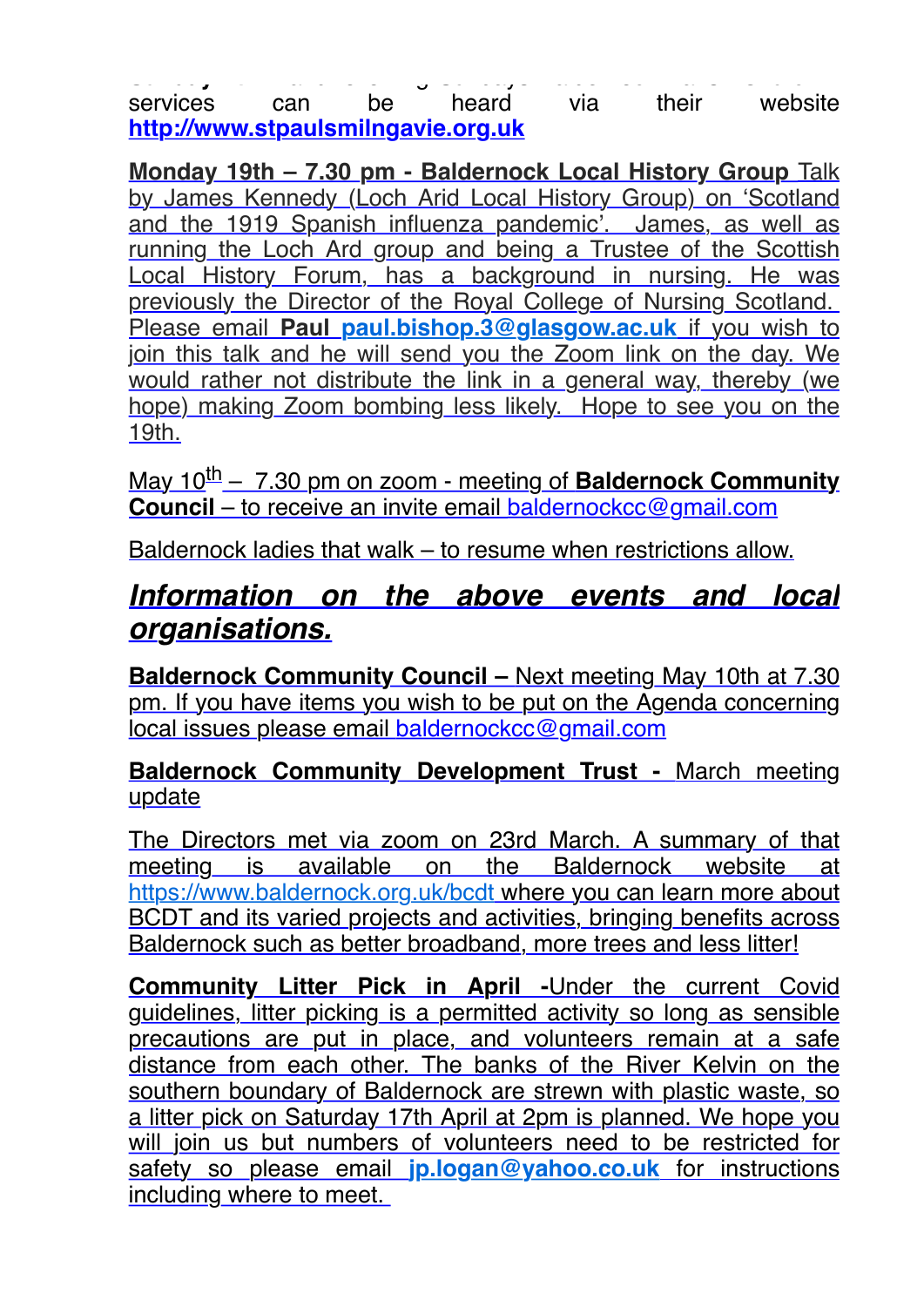services can be heard via their website **http://www.stpaulsmilngavie.org.uk**

**Monday 19th – 7.30 pm - Baldernock Local History Group** Talk by James Kennedy (Loch Arid Local History Group) on 'Scotland and the 1919 Spanish influenza pandemic'. James, as well as running the Loch Ard group and being a Trustee of the Scottish Local History Forum, has a background in nursing. He was previously the Director of the Royal College of Nursing Scotland. Please email **Paul paul.bishop.3@glasgow.ac.uk** if you wish to join this talk and he will send you the Zoom link on the day. We would rather not distribute the link in a general way, thereby (we hope) making Zoom bombing less likely. Hope to see you on the 19th.

May 10th – 7.30 pm on zoom - meeting of **Baldernock Community Council** – to receive an invite email baldernockcc@gmail.com

Baldernock ladies that walk – to resume when restrictions allow.

## ***Information on the above events and local organisations.***

**Baldernock Community Council –** Next meeting May 10th at 7.30 pm. If you have items you wish to be put on the Agenda concerning local issues please email baldernockcc@gmail.com

**Baldernock Community Development Trust -** March meeting update

The Directors met via zoom on 23rd March. A summary of that meeting is available on the Baldernock website at https://www.baldernock.org.uk/bcdt where you can learn more about BCDT and its varied projects and activities, bringing benefits across Baldernock such as better broadband, more trees and less litter!

**Community Litter Pick in April -**Under the current Covid guidelines, litter picking is a permitted activity so long as sensible precautions are put in place, and volunteers remain at a safe distance from each other. The banks of the River Kelvin on the southern boundary of Baldernock are strewn with plastic waste, so a litter pick on Saturday 17th April at 2pm is planned. We hope you will join us but numbers of volunteers need to be restricted for safety so please email **jp.logan@yahoo.co.uk** for instructions including where to meet.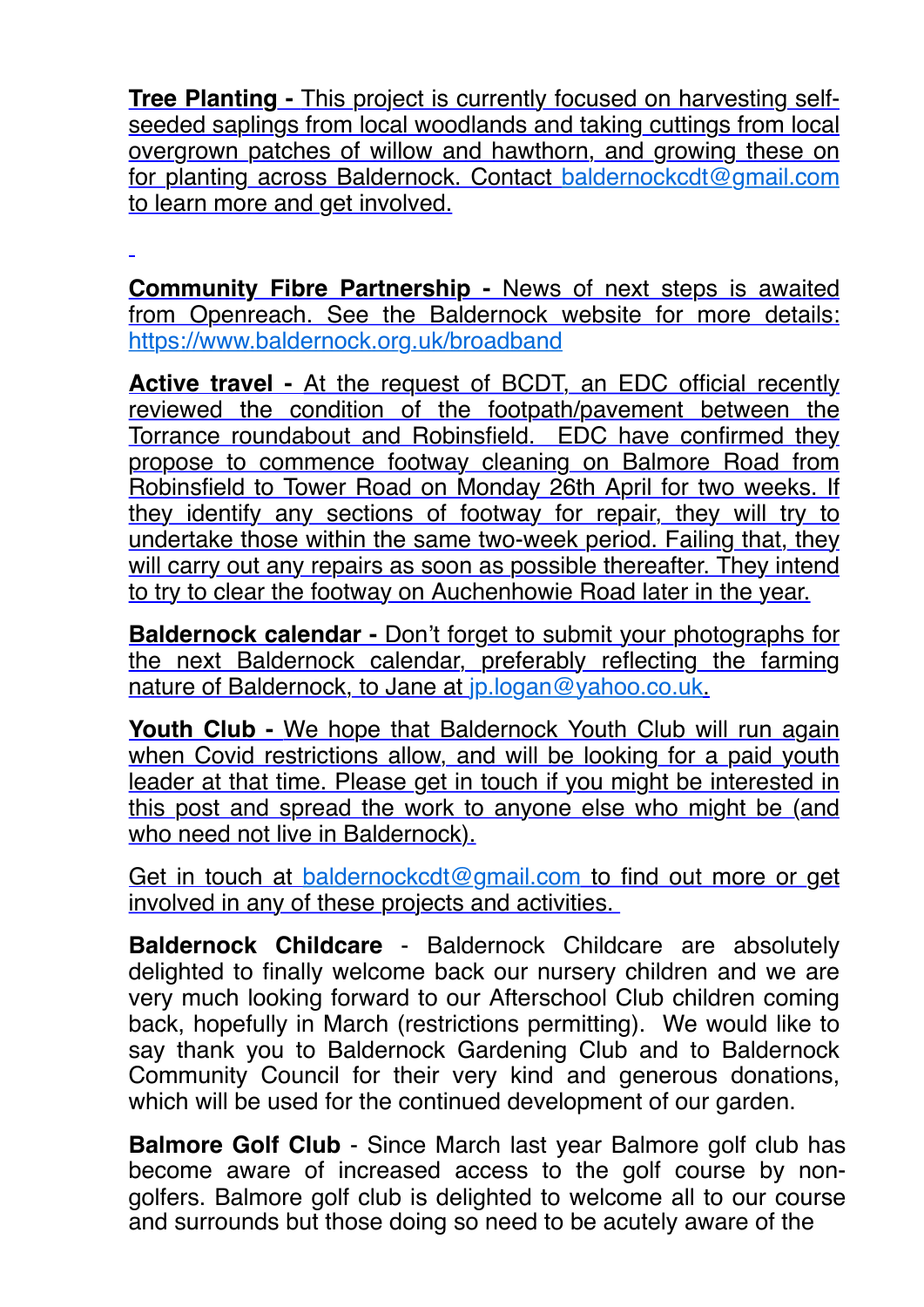**Tree Planting -** This project is currently focused on harvesting self-seeded saplings from local woodlands and taking cuttings from local overgrown patches of willow and hawthorn, and growing these on for planting across Baldernock. Contact baldernockcdt@gmail.com to learn more and get involved.

**Community Fibre Partnership -** News of next steps is awaited from Openreach. See the Baldernock website for more details: https://www.baldernock.org.uk/broadband

**Active travel -** At the request of BCDT, an EDC official recently reviewed the condition of the footpath/pavement between the Torrance roundabout and Robinsfield. EDC have confirmed they propose to commence footway cleaning on Balmore Road from Robinsfield to Tower Road on Monday 26th April for two weeks. If they identify any sections of footway for repair, they will try to undertake those within the same two-week period. Failing that, they will carry out any repairs as soon as possible thereafter. They intend to try to clear the footway on Auchenhowie Road later in the year.

**Baldernock calendar -** Don't forget to submit your photographs for the next Baldernock calendar, preferably reflecting the farming nature of Baldernock, to Jane at jp.logan@yahoo.co.uk.

**Youth Club -** We hope that Baldernock Youth Club will run again when Covid restrictions allow, and will be looking for a paid youth leader at that time. Please get in touch if you might be interested in this post and spread the work to anyone else who might be (and who need not live in Baldernock).

Get in touch at baldernockcdt@gmail.com to find out more or get involved in any of these projects and activities.

**Baldernock Childcare** - Baldernock Childcare are absolutely delighted to finally welcome back our nursery children and we are very much looking forward to our Afterschool Club children coming back, hopefully in March (restrictions permitting). We would like to say thank you to Baldernock Gardening Club and to Baldernock Community Council for their very kind and generous donations, which will be used for the continued development of our garden.

**Balmore Golf Club** - Since March last year Balmore golf club has become aware of increased access to the golf course by non-golfers. Balmore golf club is delighted to welcome all to our course and surrounds but those doing so need to be acutely aware of the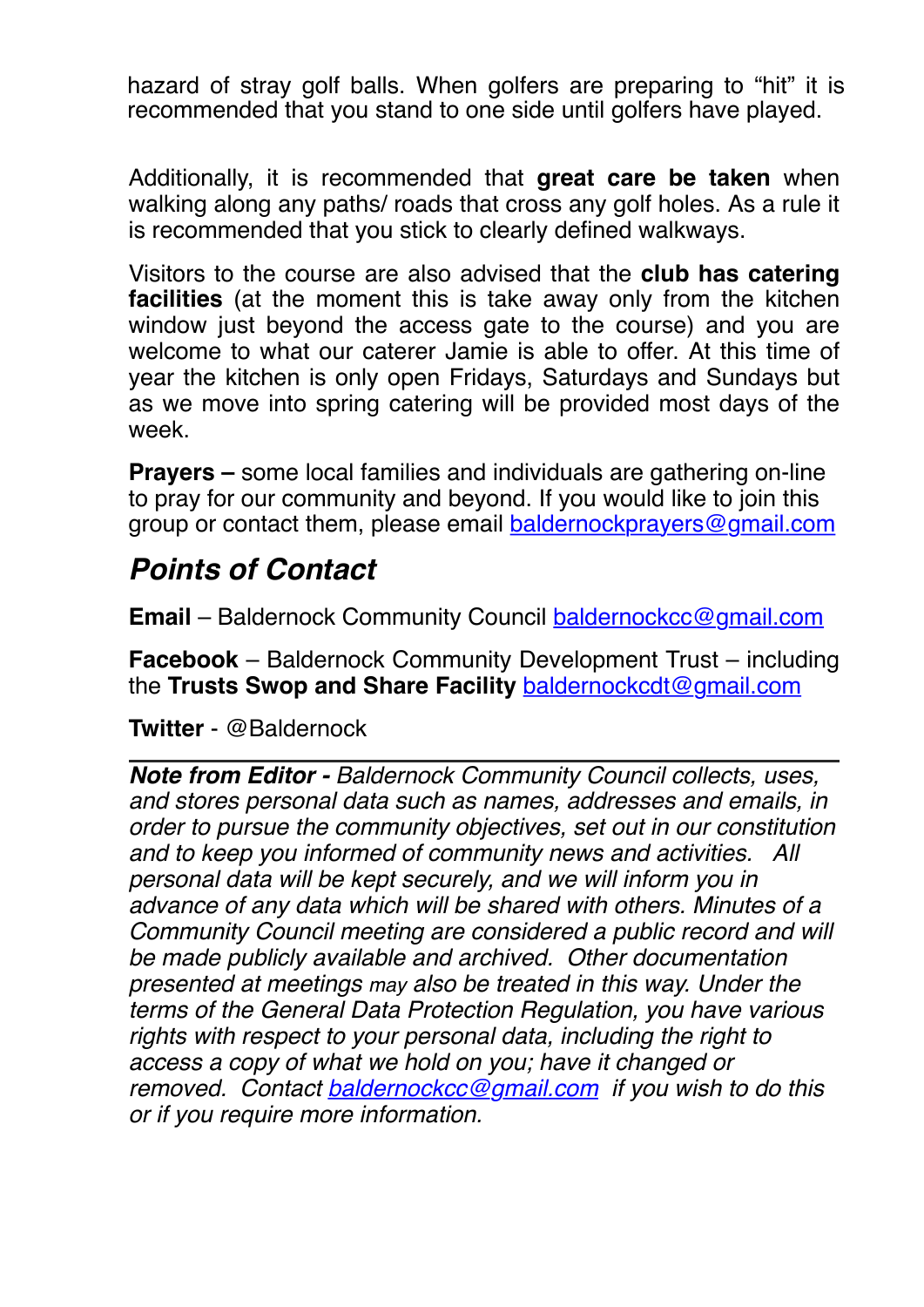hazard of stray golf balls. When golfers are preparing to "hit" it is recommended that you stand to one side until golfers have played.

Additionally, it is recommended that **great care be taken** when walking along any paths/ roads that cross any golf holes. As a rule it is recommended that you stick to clearly defined walkways.

Visitors to the course are also advised that the **club has catering facilities** (at the moment this is take away only from the kitchen window just beyond the access gate to the course) and you are welcome to what our caterer Jamie is able to offer. At this time of year the kitchen is only open Fridays, Saturdays and Sundays but as we move into spring catering will be provided most days of the week.

**Prayers –** some local families and individuals are gathering on-line to pray for our community and beyond. If you would like to join this group or contact them, please email baldernockprayers@gmail.com

## ***Points of Contact***

**Email** – Baldernock Community Council baldernockcc@gmail.com

**Facebook** – Baldernock Community Development Trust – including the **Trusts Swop and Share Facility** baldernockcdt@gmail.com

**Twitter** - @Baldernock

---

***Note from Editor -*** *Baldernock Community Council collects, uses, and stores personal data such as names, addresses and emails, in order to pursue the community objectives, set out in our constitution and to keep you informed of community news and activities. All personal data will be kept securely, and we will inform you in advance of any data which will be shared with others. Minutes of a Community Council meeting are considered a public record and will be made publicly available and archived. Other documentation presented at meetings may also be treated in this way. Under the terms of the General Data Protection Regulation, you have various rights with respect to your personal data, including the right to access a copy of what we hold on you; have it changed or removed. Contact baldernockcc@gmail.com if you wish to do this or if you require more information.*